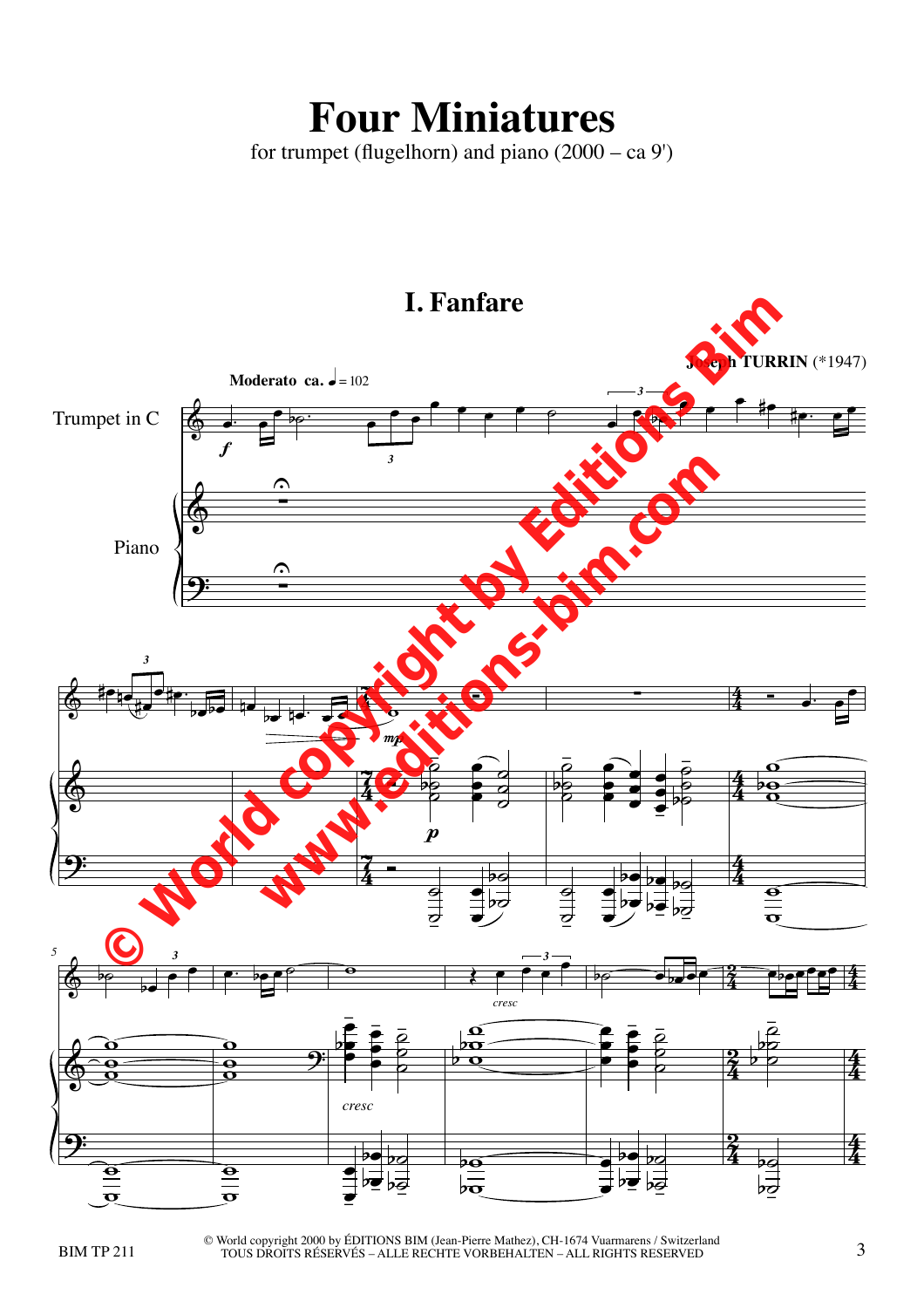# Four Miniatures

for trumpet (flugelhorn) and piano (2000 – ca 9')

## I. Fanfare

Joseph TURRIN (*1947)

Moderato ca. ♩ = 102

© World copyright 2000 by ÉDITIONS BIM (Jean-Pierre Mathez), CH-1674 Vuarmarens / Switzerland
TOUS DROITS RÉSERVÉS – ALLE RECHTE VORBEHALTEN – ALL RIGHTS RESERVED

BIM TP 211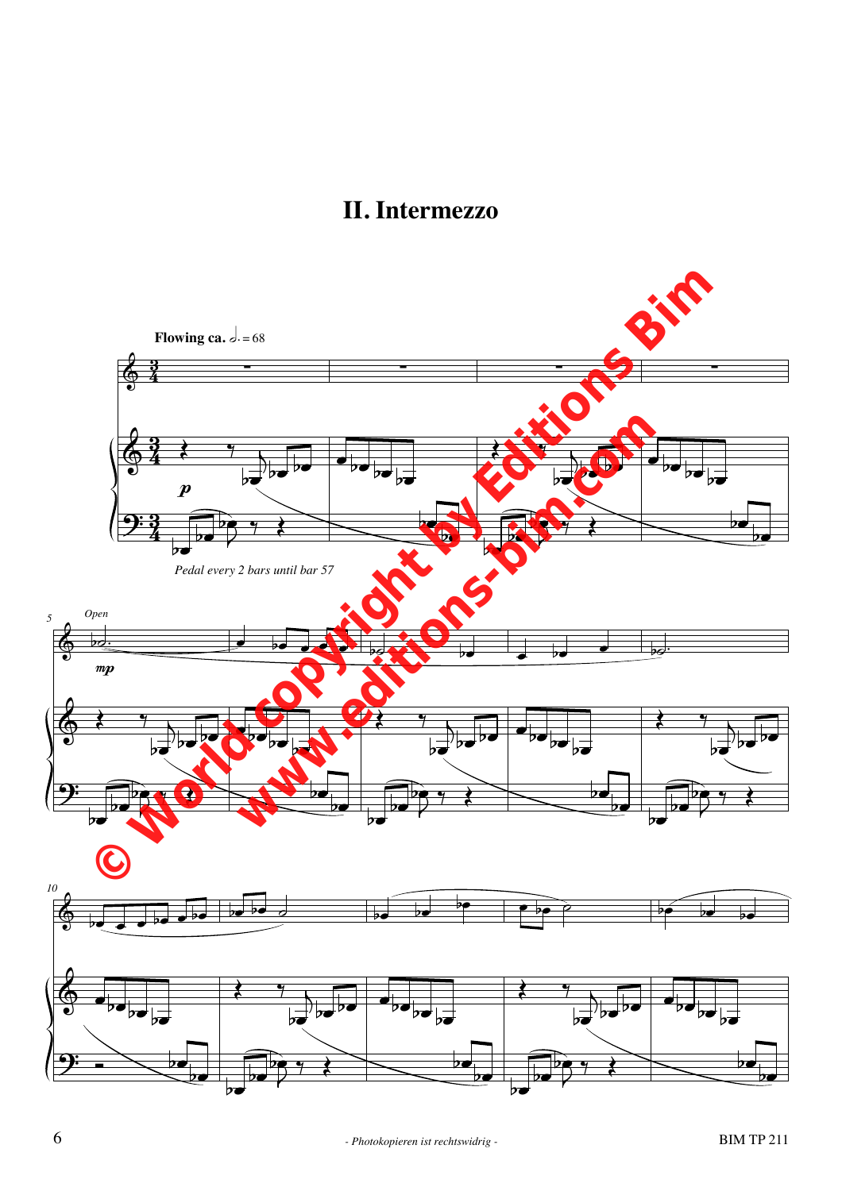# II. Intermezzo

**Flowing ca.** 𝅗𝅥. = 68

*p*

*Pedal every 2 bars until bar 57*

*Open*

*mp*

© World copyright by Editions Bim
www.editions-bim.com

- Photokopieren ist rechtswidrig -

BIM TP 211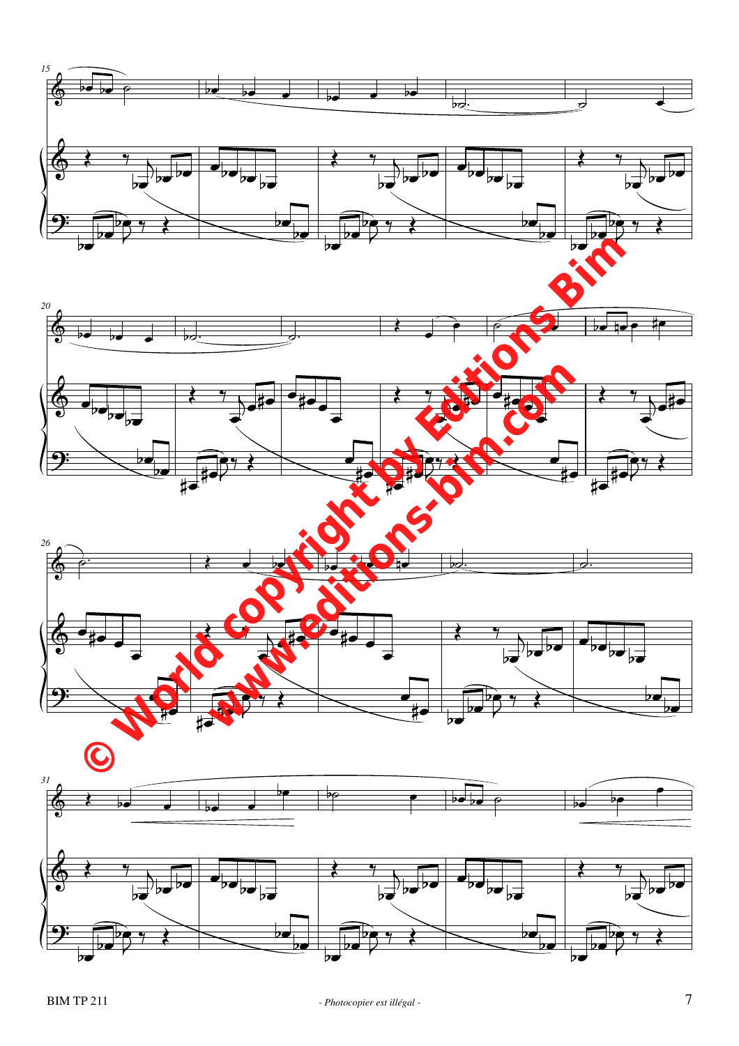© World copyright by Editions Bim

www.editions-bim.com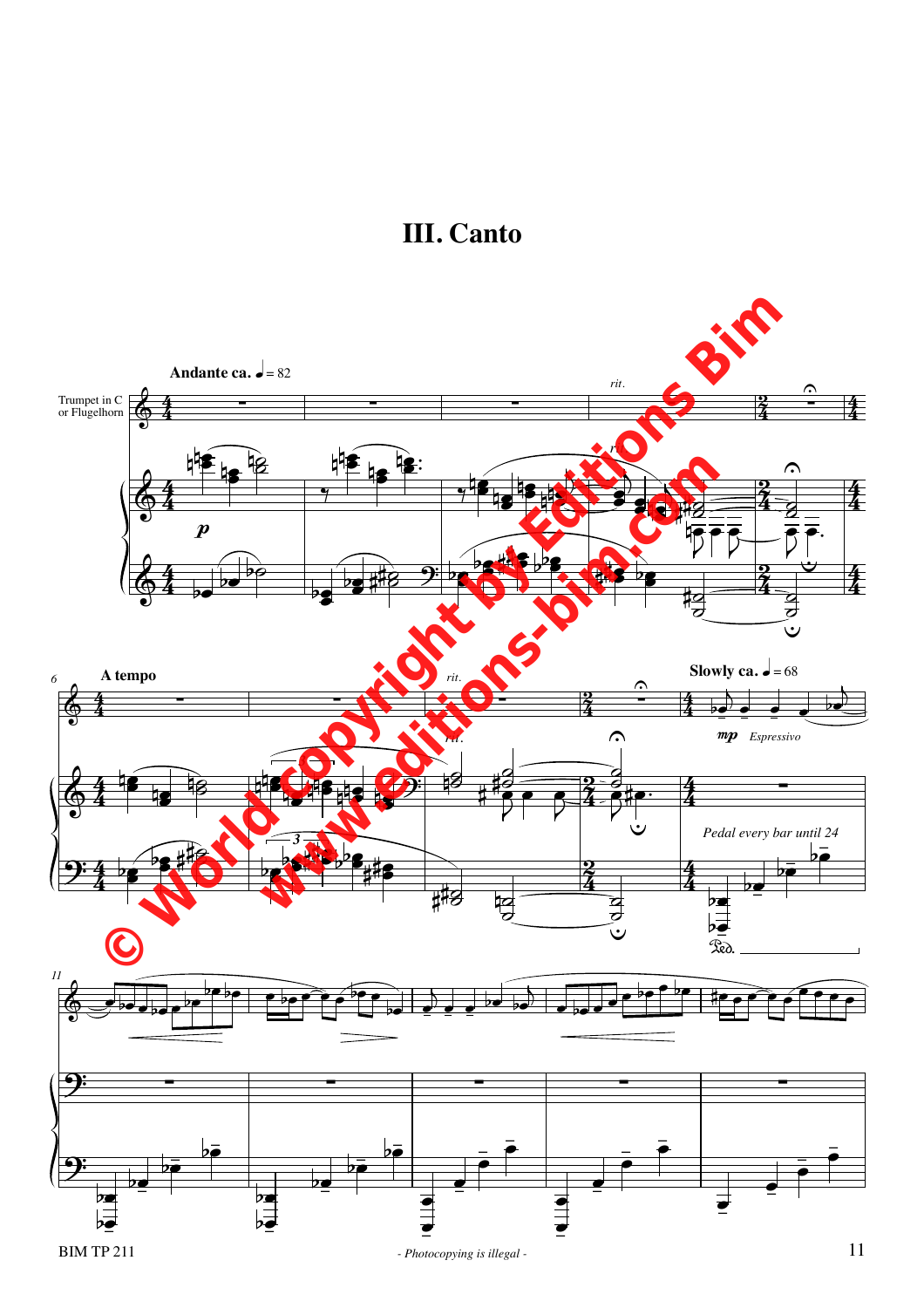# III. Canto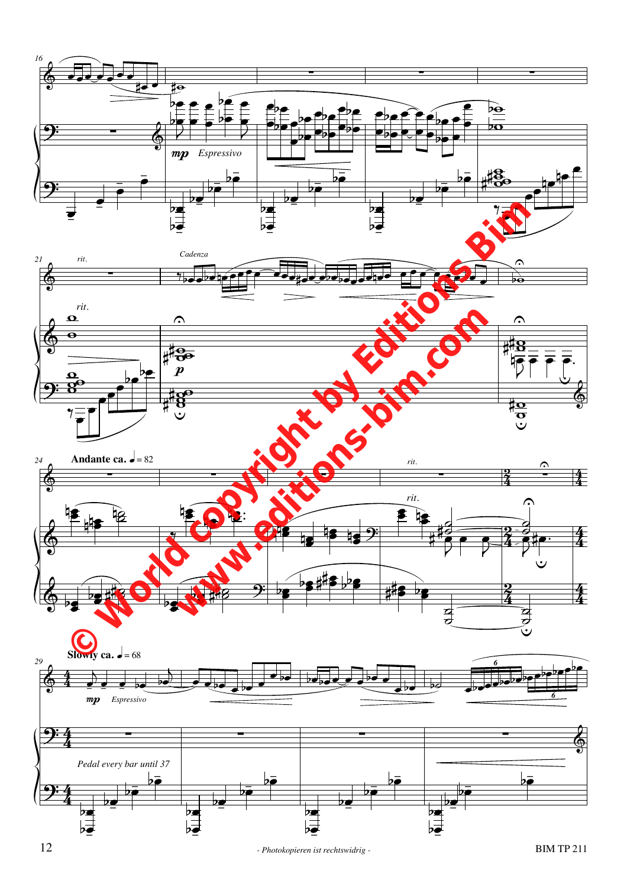16

*mp* *Espressivo*

21

*rit.*

*Cadenza*

*rit.*

*p*

24

**Andante ca.** ♩ = 82

*rit.*

*rit.*

29

**Slowly ca.** ♩ = 68

*mp* *Espressivo*

*Pedal every bar until 37*

© World copyright by Editions Bim
www.editions-bim.com

- Photokopieren ist rechtswidrig -

BIM TP 211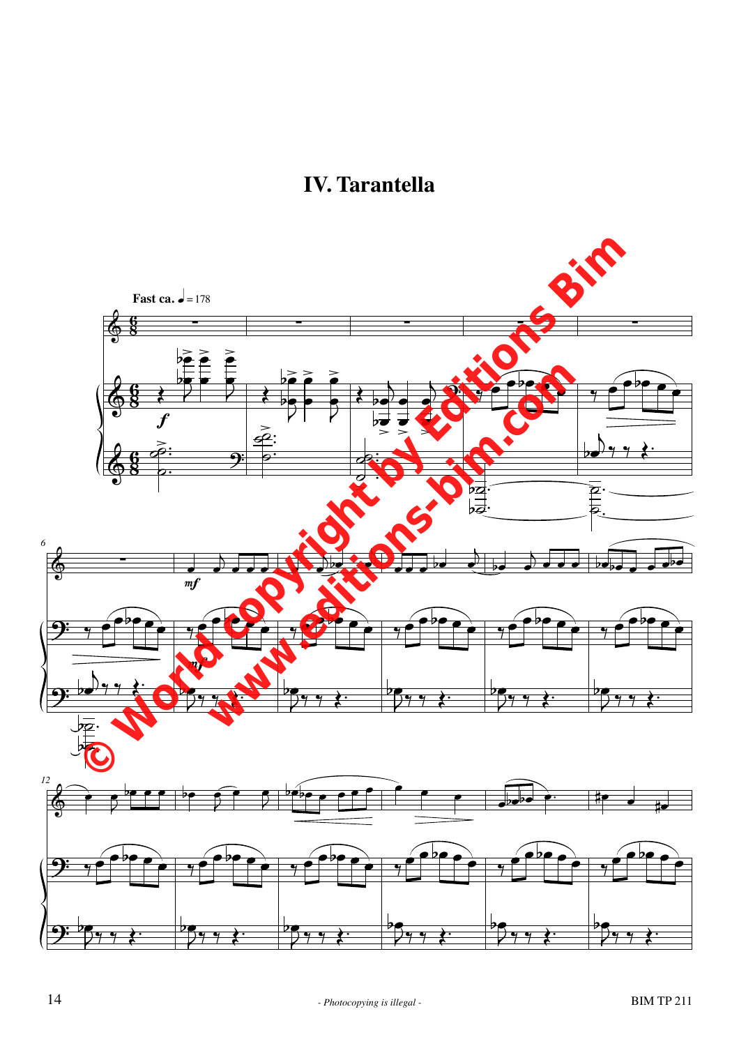# IV. Tarantella

**Fast ca.** ♩ = 178

*© World copyright by Editions Bim*

*www.editions-bim.com*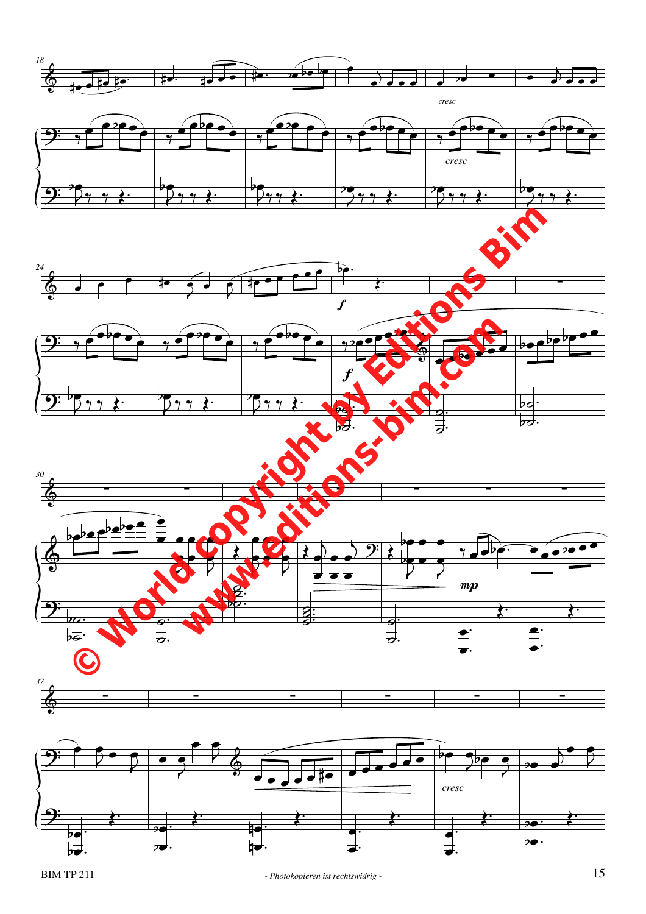© World copyright by Editions Bim
www.editions-bim.com

- Photokopieren ist rechtswidrig -